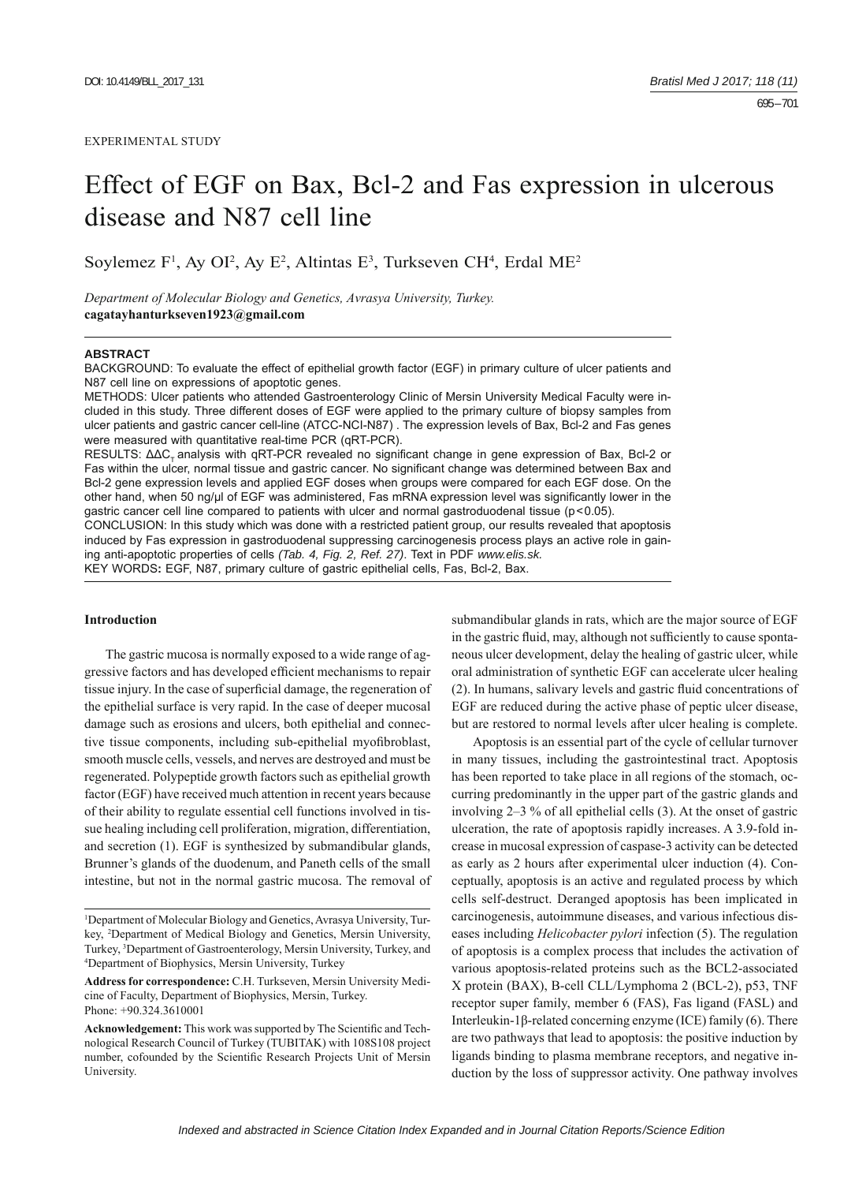EXPERIMENTAL STUDY

# Effect of EGF on Bax, Bcl-2 and Fas expression in ulcerous disease and N87 cell line

Soylemez F[1], Ay OI[2], Ay E[2], Altintas E[3], Turkseven CH[4], Erdal ME[2]

*Department of Molecular Biology and Genetics, Avrasya University, Turkey.*
**cagatayhanturkseven1923@gmail.com**

## ABSTRACT

BACKGROUND: To evaluate the effect of epithelial growth factor (EGF) in primary culture of ulcer patients and N87 cell line on expressions of apoptotic genes.

METHODS: Ulcer patients who attended Gastroenterology Clinic of Mersin University Medical Faculty were included in this study. Three different doses of EGF were applied to the primary culture of biopsy samples from ulcer patients and gastric cancer cell-line (ATCC-NCI-N87) . The expression levels of Bax, Bcl-2 and Fas genes were measured with quantitative real-time PCR (qRT-PCR).

RESULTS: $\Delta\Delta C_T$ analysis with qRT-PCR revealed no significant change in gene expression of Bax, Bcl-2 or Fas within the ulcer, normal tissue and gastric cancer. No significant change was determined between Bax and Bcl-2 gene expression levels and applied EGF doses when groups were compared for each EGF dose. On the other hand, when 50 ng/μl of EGF was administered, Fas mRNA expression level was significantly lower in the gastric cancer cell line compared to patients with ulcer and normal gastroduodenal tissue ($p<0.05$).

CONCLUSION: In this study which was done with a restricted patient group, our results revealed that apoptosis induced by Fas expression in gastroduodenal suppressing carcinogenesis process plays an active role in gaining anti-apoptotic properties of cells *(Tab. 4, Fig. 2, Ref. 27)*. Text in PDF *www.elis.sk.*

KEY WORDS**:** EGF, N87, primary culture of gastric epithelial cells, Fas, Bcl-2, Bax.

## Introduction

The gastric mucosa is normally exposed to a wide range of aggressive factors and has developed efficient mechanisms to repair tissue injury. In the case of superficial damage, the regeneration of the epithelial surface is very rapid. In the case of deeper mucosal damage such as erosions and ulcers, both epithelial and connective tissue components, including sub-epithelial myofibroblast, smooth muscle cells, vessels, and nerves are destroyed and must be regenerated. Polypeptide growth factors such as epithelial growth factor (EGF) have received much attention in recent years because of their ability to regulate essential cell functions involved in tissue healing including cell proliferation, migration, differentiation, and secretion (1). EGF is synthesized by submandibular glands, Brunner's glands of the duodenum, and Paneth cells of the small intestine, but not in the normal gastric mucosa. The removal of submandibular glands in rats, which are the major source of EGF in the gastric fluid, may, although not sufficiently to cause spontaneous ulcer development, delay the healing of gastric ulcer, while oral administration of synthetic EGF can accelerate ulcer healing (2). In humans, salivary levels and gastric fluid concentrations of EGF are reduced during the active phase of peptic ulcer disease, but are restored to normal levels after ulcer healing is complete.

Apoptosis is an essential part of the cycle of cellular turnover in many tissues, including the gastrointestinal tract. Apoptosis has been reported to take place in all regions of the stomach, occurring predominantly in the upper part of the gastric glands and involving 2–3 % of all epithelial cells (3). At the onset of gastric ulceration, the rate of apoptosis rapidly increases. A 3.9-fold increase in mucosal expression of caspase-3 activity can be detected as early as 2 hours after experimental ulcer induction (4). Conceptually, apoptosis is an active and regulated process by which cells self-destruct. Deranged apoptosis has been implicated in carcinogenesis, autoimmune diseases, and various infectious diseases including *Helicobacter pylori* infection (5). The regulation of apoptosis is a complex process that includes the activation of various apoptosis-related proteins such as the BCL2-associated X protein (BAX), B-cell CLL/Lymphoma 2 (BCL-2), p53, TNF receptor super family, member 6 (FAS), Fas ligand (FASL) and Interleukin-1β-related concerning enzyme (ICE) family (6). There are two pathways that lead to apoptosis: the positive induction by ligands binding to plasma membrane receptors, and negative induction by the loss of suppressor activity. One pathway involves

---

[1]Department of Molecular Biology and Genetics, Avrasya University, Turkey, [2]Department of Medical Biology and Genetics, Mersin University, Turkey, [3]Department of Gastroenterology, Mersin University, Turkey, and [4]Department of Biophysics, Mersin University, Turkey

**Address for correspondence:** C.H. Turkseven, Mersin University Medicine of Faculty, Department of Biophysics, Mersin, Turkey.
Phone: +90.324.3610001

**Acknowledgement:** This work was supported by The Scientific and Technological Research Council of Turkey (TUBITAK) with 108S108 project number, cofounded by the Scientific Research Projects Unit of Mersin University.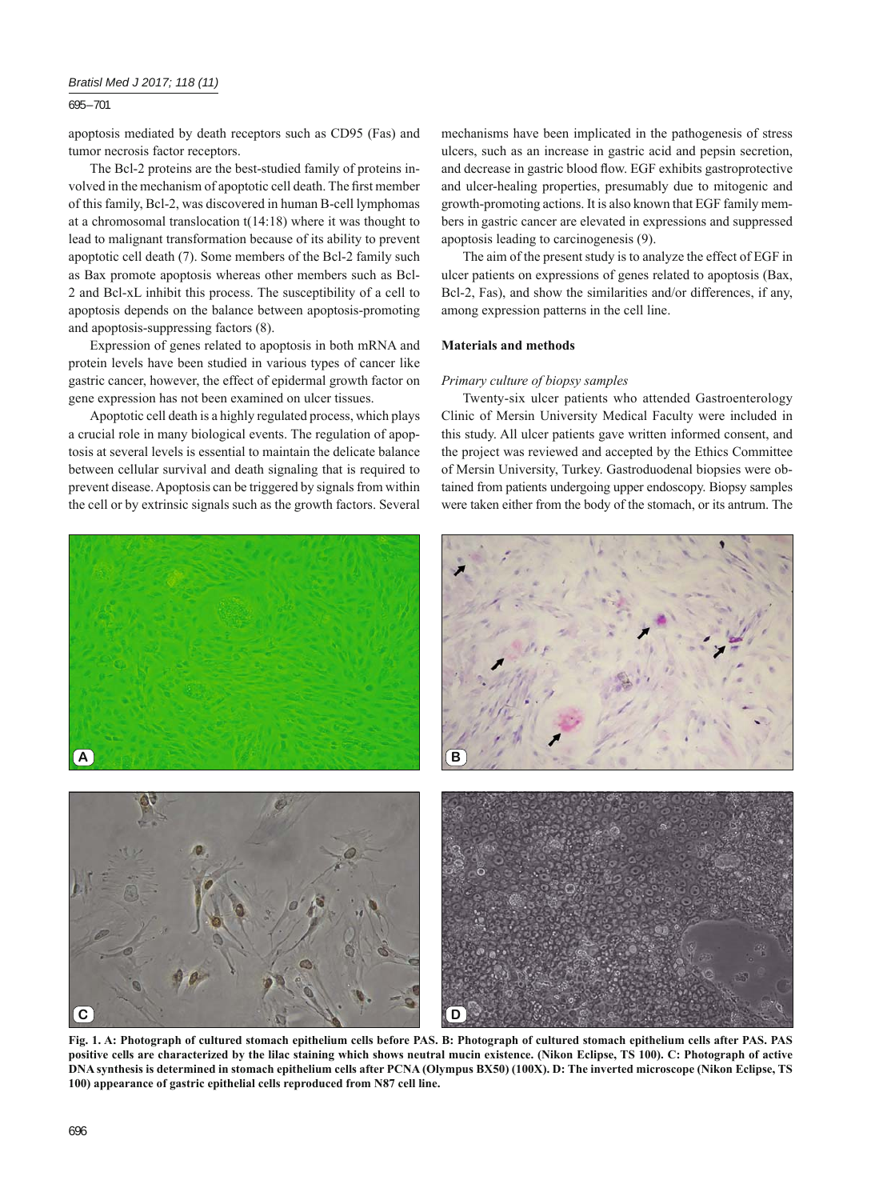apoptosis mediated by death receptors such as CD95 (Fas) and tumor necrosis factor receptors.

The Bcl-2 proteins are the best-studied family of proteins involved in the mechanism of apoptotic cell death. The first member of this family, Bcl-2, was discovered in human B-cell lymphomas at a chromosomal translocation t(14:18) where it was thought to lead to malignant transformation because of its ability to prevent apoptotic cell death (7). Some members of the Bcl-2 family such as Bax promote apoptosis whereas other members such as Bcl-2 and Bcl-xL inhibit this process. The susceptibility of a cell to apoptosis depends on the balance between apoptosis-promoting and apoptosis-suppressing factors (8).

Expression of genes related to apoptosis in both mRNA and protein levels have been studied in various types of cancer like gastric cancer, however, the effect of epidermal growth factor on gene expression has not been examined on ulcer tissues.

Apoptotic cell death is a highly regulated process, which plays a crucial role in many biological events. The regulation of apoptosis at several levels is essential to maintain the delicate balance between cellular survival and death signaling that is required to prevent disease. Apoptosis can be triggered by signals from within the cell or by extrinsic signals such as the growth factors. Several mechanisms have been implicated in the pathogenesis of stress ulcers, such as an increase in gastric acid and pepsin secretion, and decrease in gastric blood flow. EGF exhibits gastroprotective and ulcer-healing properties, presumably due to mitogenic and growth-promoting actions. It is also known that EGF family members in gastric cancer are elevated in expressions and suppressed apoptosis leading to carcinogenesis (9).

The aim of the present study is to analyze the effect of EGF in ulcer patients on expressions of genes related to apoptosis (Bax, Bcl-2, Fas), and show the similarities and/or differences, if any, among expression patterns in the cell line.

## Materials and methods

### *Primary culture of biopsy samples*

Twenty-six ulcer patients who attended Gastroenterology Clinic of Mersin University Medical Faculty were included in this study. All ulcer patients gave written informed consent, and the project was reviewed and accepted by the Ethics Committee of Mersin University, Turkey. Gastroduodenal biopsies were obtained from patients undergoing upper endoscopy. Biopsy samples were taken either from the body of the stomach, or its antrum. The

**Fig. 1. A: Photograph of cultured stomach epithelium cells before PAS. B: Photograph of cultured stomach epithelium cells after PAS. PAS positive cells are characterized by the lilac staining which shows neutral mucin existence. (Nikon Eclipse, TS 100). C: Photograph of active DNA synthesis is determined in stomach epithelium cells after PCNA (Olympus BX50) (100X). D: The inverted microscope (Nikon Eclipse, TS 100) appearance of gastric epithelial cells reproduced from N87 cell line.**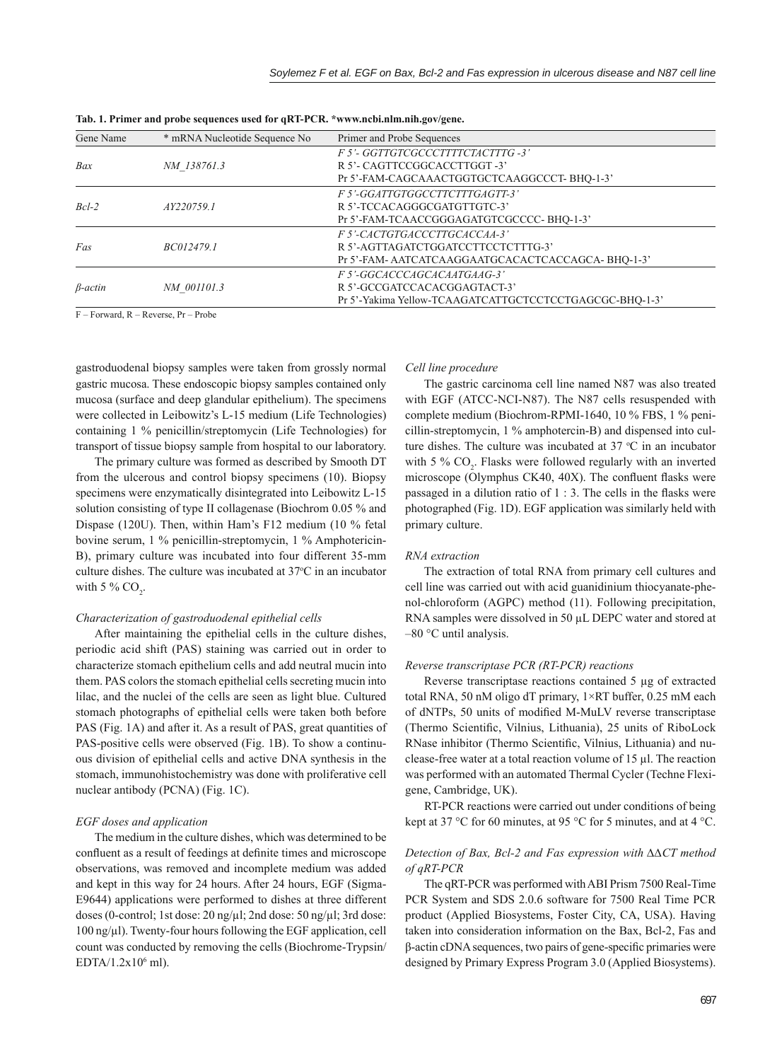**Tab. 1. Primer and probe sequences used for qRT-PCR. \*www.ncbi.nlm.nih.gov/gene.**

| Gene Name | * mRNA Nucleotide Sequence No | Primer and Probe Sequences |
|---|---|---|
| *Bax* | *NM_138761.3* | *F 5'- GGTTGTCGCCCTTTTCTACTTTG -3'*<br>R 5'- CAGTTCCGGCACCTTGGT -3'<br>Pr 5'-FAM-CAGCAAACTGGTGCTCAAGGCCCT- BHQ-1-3' |
| *Bcl-2* | *AY220759.1* | *F 5'-GGATTGTGGCCTTCTTTGAGTT-3'*<br>R 5'-TCCACAGGGCGATGTTGTC-3'<br>Pr 5'-FAM-TCAACCGGGAGATGTCGCCCC- BHQ-1-3' |
| *Fas* | *BC012479.1* | *F 5'-CACTGTGACCCTTGCACCAA-3'*<br>R 5'-AGTTAGATCTGGATCCTTCCTCTTTG-3'<br>Pr 5'-FAM- AATCATCAAGGAATGCACACTCACCAGCA- BHQ-1-3' |
| *β-actin* | *NM_001101.3* | *F 5'-GGCACCCAGCACAATGAAG-3'*<br>R 5'-GCCGATCCACACGGAGTACT-3'<br>Pr 5'-Yakima Yellow-TCAAGATCATTGCTCCTCCTGAGCGC-BHQ-1-3' |

F – Forward, R – Reverse, Pr – Probe

gastroduodenal biopsy samples were taken from grossly normal gastric mucosa. These endoscopic biopsy samples contained only mucosa (surface and deep glandular epithelium). The specimens were collected in Leibowitz's L-15 medium (Life Technologies) containing 1 % penicillin/streptomycin (Life Technologies) for transport of tissue biopsy sample from hospital to our laboratory.

The primary culture was formed as described by Smooth DT from the ulcerous and control biopsy specimens (10). Biopsy specimens were enzymatically disintegrated into Leibowitz L-15 solution consisting of type II collagenase (Biochrom 0.05 % and Dispase (120U). Then, within Ham's F12 medium (10 % fetal bovine serum, 1 % penicillin-streptomycin, 1 % Amphotericin-B), primary culture was incubated into four different 35-mm culture dishes. The culture was incubated at 37°C in an incubator with 5 % $CO_2$.

*Characterization of gastroduodenal epithelial cells*

After maintaining the epithelial cells in the culture dishes, periodic acid shift (PAS) staining was carried out in order to characterize stomach epithelium cells and add neutral mucin into them. PAS colors the stomach epithelial cells secreting mucin into lilac, and the nuclei of the cells are seen as light blue. Cultured stomach photographs of epithelial cells were taken both before PAS (Fig. 1A) and after it. As a result of PAS, great quantities of PAS-positive cells were observed (Fig. 1B). To show a continuous division of epithelial cells and active DNA synthesis in the stomach, immunohistochemistry was done with proliferative cell nuclear antibody (PCNA) (Fig. 1C).

*EGF doses and application*

The medium in the culture dishes, which was determined to be confluent as a result of feedings at definite times and microscope observations, was removed and incomplete medium was added and kept in this way for 24 hours. After 24 hours, EGF (Sigma-E9644) applications were performed to dishes at three different doses (0-control; 1st dose: 20 ng/μl; 2nd dose: 50 ng/μl; 3rd dose: 100 ng/μl). Twenty-four hours following the EGF application, cell count was conducted by removing the cells (Biochrome-Trypsin/EDTA/$1.2 \times 10^6$ ml).

*Cell line procedure*

The gastric carcinoma cell line named N87 was also treated with EGF (ATCC-NCI-N87). The N87 cells resuspended with complete medium (Biochrom-RPMI-1640, 10 % FBS, 1 % penicillin-streptomycin, 1 % amphotercin-B) and dispensed into culture dishes. The culture was incubated at 37 °C in an incubator with 5 % $CO_2$. Flasks were followed regularly with an inverted microscope (Olymphus CK40, 40X). The confluent flasks were passaged in a dilution ratio of 1 : 3. The cells in the flasks were photographed (Fig. 1D). EGF application was similarly held with primary culture.

*RNA extraction*

The extraction of total RNA from primary cell cultures and cell line was carried out with acid guanidinium thiocyanate-phenol-chloroform (AGPC) method (11). Following precipitation, RNA samples were dissolved in 50 μL DEPC water and stored at –80 °C until analysis.

*Reverse transcriptase PCR (RT-PCR) reactions*

Reverse transcriptase reactions contained 5 μg of extracted total RNA, 50 nM oligo dT primary, 1×RT buffer, 0.25 mM each of dNTPs, 50 units of modified M-MuLV reverse transcriptase (Thermo Scientific, Vilnius, Lithuania), 25 units of RiboLock RNase inhibitor (Thermo Scientific, Vilnius, Lithuania) and nuclease-free water at a total reaction volume of 15 μl. The reaction was performed with an automated Thermal Cycler (Techne Flexigene, Cambridge, UK).

RT-PCR reactions were carried out under conditions of being kept at 37 °C for 60 minutes, at 95 °C for 5 minutes, and at 4 °C.

*Detection of Bax, Bcl-2 and Fas expression with ΔΔCT method of qRT-PCR*

The qRT-PCR was performed with ABI Prism 7500 Real-Time PCR System and SDS 2.0.6 software for 7500 Real Time PCR product (Applied Biosystems, Foster City, CA, USA). Having taken into consideration information on the Bax, Bcl-2, Fas and β-actin cDNA sequences, two pairs of gene-specific primaries were designed by Primary Express Program 3.0 (Applied Biosystems).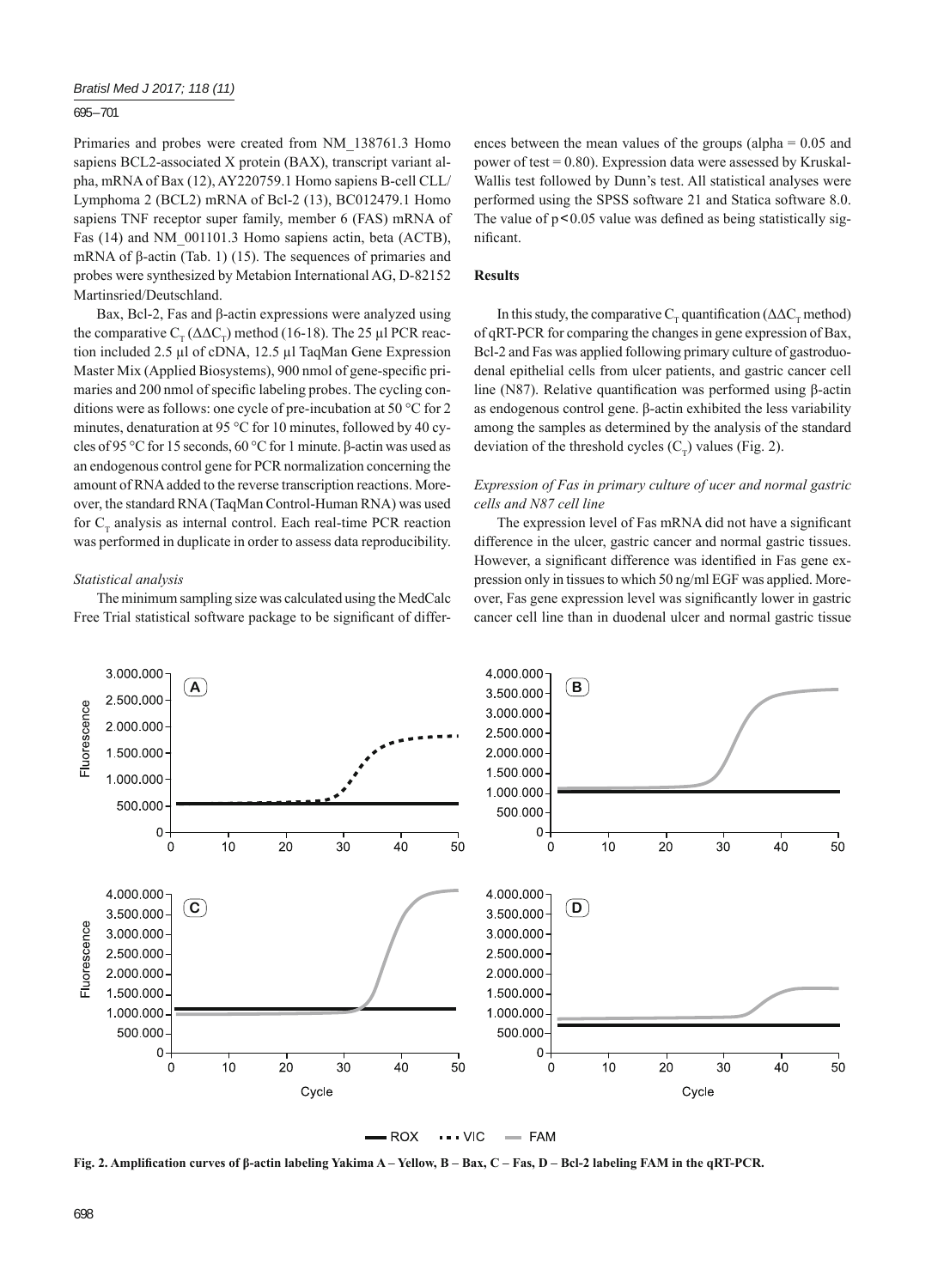Primaries and probes were created from NM_138761.3 Homo sapiens BCL2-associated X protein (BAX), transcript variant alpha, mRNA of Bax (12), AY220759.1 Homo sapiens B-cell CLL/ Lymphoma 2 (BCL2) mRNA of Bcl-2 (13), BC012479.1 Homo sapiens TNF receptor super family, member 6 (FAS) mRNA of Fas (14) and NM_001101.3 Homo sapiens actin, beta (ACTB), mRNA of β-actin (Tab. 1) (15). The sequences of primaries and probes were synthesized by Metabion International AG, D-82152 Martinsried/Deutschland.

Bax, Bcl-2, Fas and β-actin expressions were analyzed using the comparative $C_T$ ($\Delta\Delta C_T$) method (16-18). The 25 µl PCR reaction included 2.5 µl of cDNA, 12.5 µl TaqMan Gene Expression Master Mix (Applied Biosystems), 900 nmol of gene-specific primaries and 200 nmol of specific labeling probes. The cycling conditions were as follows: one cycle of pre-incubation at 50 °C for 2 minutes, denaturation at 95 °C for 10 minutes, followed by 40 cycles of 95 °C for 15 seconds, 60 °C for 1 minute. β-actin was used as an endogenous control gene for PCR normalization concerning the amount of RNA added to the reverse transcription reactions. Moreover, the standard RNA (TaqMan Control-Human RNA) was used for $C_T$ analysis as internal control. Each real-time PCR reaction was performed in duplicate in order to assess data reproducibility.

### *Statistical analysis*

The minimum sampling size was calculated using the MedCalc Free Trial statistical software package to be significant of differences between the mean values of the groups (alpha = 0.05 and power of test = 0.80). Expression data were assessed by Kruskal-Wallis test followed by Dunn's test. All statistical analyses were performed using the SPSS software 21 and Statica software 8.0. The value of $p < 0.05$ value was defined as being statistically significant.

## Results

In this study, the comparative $C_T$ quantification ($\Delta\Delta C_T$ method) of qRT-PCR for comparing the changes in gene expression of Bax, Bcl-2 and Fas was applied following primary culture of gastroduodenal epithelial cells from ulcer patients, and gastric cancer cell line (N87). Relative quantification was performed using β-actin as endogenous control gene. β-actin exhibited the less variability among the samples as determined by the analysis of the standard deviation of the threshold cycles ($C_T$) values (Fig. 2).

### *Expression of Fas in primary culture of ucer and normal gastric cells and N87 cell line*

The expression level of Fas mRNA did not have a significant difference in the ulcer, gastric cancer and normal gastric tissues. However, a significant difference was identified in Fas gene expression only in tissues to which 50 ng/ml EGF was applied. Moreover, Fas gene expression level was significantly lower in gastric cancer cell line than in duodenal ulcer and normal gastric tissue

**Fig. 2. Amplification curves of β-actin labeling Yakima A – Yellow, B – Bax, C – Fas, D – Bcl-2 labeling FAM in the qRT-PCR.**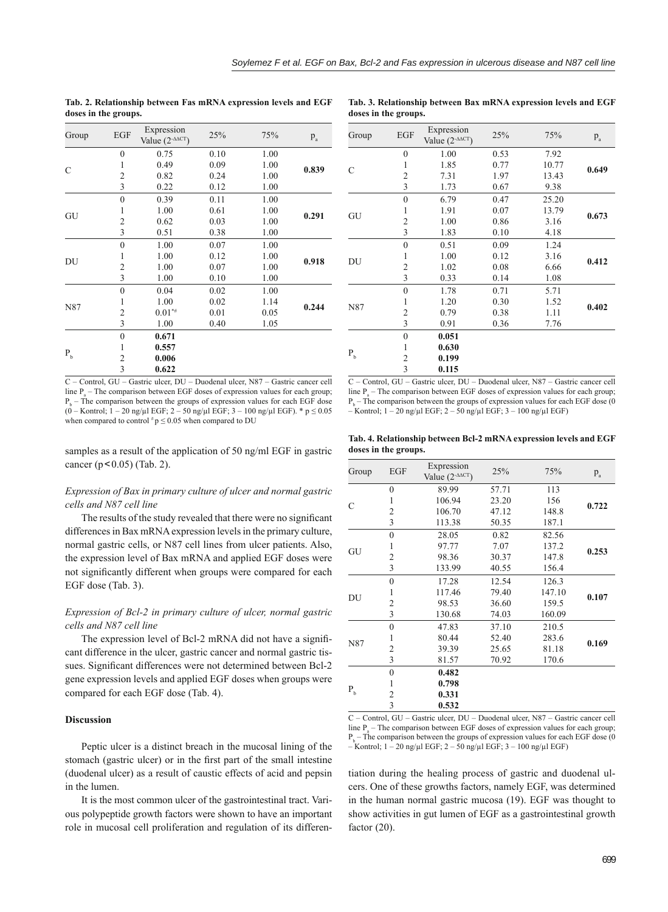**Tab. 2. Relationship between Fas mRNA expression levels and EGF doses in the groups.**

| Group | EGF | Expression Value ($2^{-\Delta\Delta CT}$) | 25% | 75% | $p_a$ |
|---|---|---|---|---|---|
| C | 0 | 0.75 | 0.10 | 1.00 | **0.839** |
| | 1 | 0.49 | 0.09 | 1.00 | |
| | 2 | 0.82 | 0.24 | 1.00 | |
| | 3 | 0.22 | 0.12 | 1.00 | |
| GU | 0 | 0.39 | 0.11 | 1.00 | **0.291** |
| | 1 | 1.00 | 0.61 | 1.00 | |
| | 2 | 0.62 | 0.03 | 1.00 | |
| | 3 | 0.51 | 0.38 | 1.00 | |
| DU | 0 | 1.00 | 0.07 | 1.00 | **0.918** |
| | 1 | 1.00 | 0.12 | 1.00 | |
| | 2 | 1.00 | 0.07 | 1.00 | |
| | 3 | 1.00 | 0.10 | 1.00 | |
| N87 | 0 | 0.04 | 0.02 | 1.00 | **0.244** |
| | 1 | 1.00 | 0.02 | 1.14 | |
| | 2 | 0.01*# | 0.01 | 0.05 | |
| | 3 | 1.00 | 0.40 | 1.05 | |
| $P_b$ | 0 | **0.671** | | | |
| | 1 | **0.557** | | | |
| | 2 | **0.006** | | | |
| | 3 | **0.622** | | | |

C – Control, GU – Gastric ulcer, DU – Duodenal ulcer, N87 – Gastric cancer cell line $P_a$ – The comparison between EGF doses of expression values for each group; $P_b$ – The comparison between the groups of expression values for each EGF dose (0 – Kontrol; 1 – 20 ng/µl EGF; 2 – 50 ng/µl EGF; 3 – 100 ng/µl EGF). * $p \leq 0.05$ when compared to control # $p \leq 0.05$ when compared to DU

samples as a result of the application of 50 ng/ml EGF in gastric cancer ($p < 0.05$) (Tab. 2).

*Expression of Bax in primary culture of ulcer and normal gastric cells and N87 cell line*

The results of the study revealed that there were no significant differences in Bax mRNA expression levels in the primary culture, normal gastric cells, or N87 cell lines from ulcer patients. Also, the expression level of Bax mRNA and applied EGF doses were not significantly different when groups were compared for each EGF dose (Tab. 3).

*Expression of Bcl-2 in primary culture of ulcer, normal gastric cells and N87 cell line*

The expression level of Bcl-2 mRNA did not have a significant difference in the ulcer, gastric cancer and normal gastric tissues. Significant differences were not determined between Bcl-2 gene expression levels and applied EGF doses when groups were compared for each EGF dose (Tab. 4).

**Tab. 3. Relationship between Bax mRNA expression levels and EGF doses in the groups.**

| Group | EGF | Expression Value ($2^{-\Delta\Delta CT}$) | 25% | 75% | $p_a$ |
|---|---|---|---|---|---|
| C | 0 | 1.00 | 0.53 | 7.92 | **0.649** |
| | 1 | 1.85 | 0.77 | 10.77 | |
| | 2 | 7.31 | 1.97 | 13.43 | |
| | 3 | 1.73 | 0.67 | 9.38 | |
| GU | 0 | 6.79 | 0.47 | 25.20 | **0.673** |
| | 1 | 1.91 | 0.07 | 13.79 | |
| | 2 | 1.00 | 0.86 | 3.16 | |
| | 3 | 1.83 | 0.10 | 4.18 | |
| DU | 0 | 0.51 | 0.09 | 1.24 | **0.412** |
| | 1 | 1.00 | 0.12 | 3.16 | |
| | 2 | 1.02 | 0.08 | 6.66 | |
| | 3 | 0.33 | 0.14 | 1.08 | |
| N87 | 0 | 1.78 | 0.71 | 5.71 | **0.402** |
| | 1 | 1.20 | 0.30 | 1.52 | |
| | 2 | 0.79 | 0.38 | 1.11 | |
| | 3 | 0.91 | 0.36 | 7.76 | |
| $P_b$ | 0 | **0.051** | | | |
| | 1 | **0.630** | | | |
| | 2 | **0.199** | | | |
| | 3 | **0.115** | | | |

C – Control, GU – Gastric ulcer, DU – Duodenal ulcer, N87 – Gastric cancer cell line $P_a$ – The comparison between EGF doses of expression values for each group; $P_b$ – The comparison between the groups of expression values for each EGF dose (0 – Kontrol; 1 – 20 ng/µl EGF; 2 – 50 ng/µl EGF; 3 – 100 ng/µl EGF)

**Tab. 4. Relationship between Bcl-2 mRNA expression levels and EGF doses in the groups.**

| Group | EGF | Expression Value ($2^{-\Delta\Delta CT}$) | 25% | 75% | $p_a$ |
|---|---|---|---|---|---|
| C | 0 | 89.99 | 57.71 | 113 | **0.722** |
| | 1 | 106.94 | 23.20 | 156 | |
| | 2 | 106.70 | 47.12 | 148.8 | |
| | 3 | 113.38 | 50.35 | 187.1 | |
| GU | 0 | 28.05 | 0.82 | 82.56 | **0.253** |
| | 1 | 97.77 | 7.07 | 137.2 | |
| | 2 | 98.36 | 30.37 | 147.8 | |
| | 3 | 133.99 | 40.55 | 156.4 | |
| DU | 0 | 17.28 | 12.54 | 126.3 | **0.107** |
| | 1 | 117.46 | 79.40 | 147.10 | |
| | 2 | 98.53 | 36.60 | 159.5 | |
| | 3 | 130.68 | 74.03 | 160.09 | |
| N87 | 0 | 47.83 | 37.10 | 210.5 | **0.169** |
| | 1 | 80.44 | 52.40 | 283.6 | |
| | 2 | 39.39 | 25.65 | 81.18 | |
| | 3 | 81.57 | 70.92 | 170.6 | |
| $P_b$ | 0 | **0.482** | | | |
| | 1 | **0.798** | | | |
| | 2 | **0.331** | | | |
| | 3 | **0.532** | | | |

C – Control, GU – Gastric ulcer, DU – Duodenal ulcer, N87 – Gastric cancer cell line $P_a$ – The comparison between EGF doses of expression values for each group; $P_b$ – The comparison between the groups of expression values for each EGF dose (0 – Kontrol; 1 – 20 ng/µl EGF; 2 – 50 ng/µl EGF; 3 – 100 ng/µl EGF)

## Discussion

Peptic ulcer is a distinct breach in the mucosal lining of the stomach (gastric ulcer) or in the first part of the small intestine (duodenal ulcer) as a result of caustic effects of acid and pepsin in the lumen.

It is the most common ulcer of the gastrointestinal tract. Various polypeptide growth factors were shown to have an important role in mucosal cell proliferation and regulation of its differentiation during the healing process of gastric and duodenal ulcers. One of these growths factors, namely EGF, was determined in the human normal gastric mucosa (19). EGF was thought to show activities in gut lumen of EGF as a gastrointestinal growth factor (20).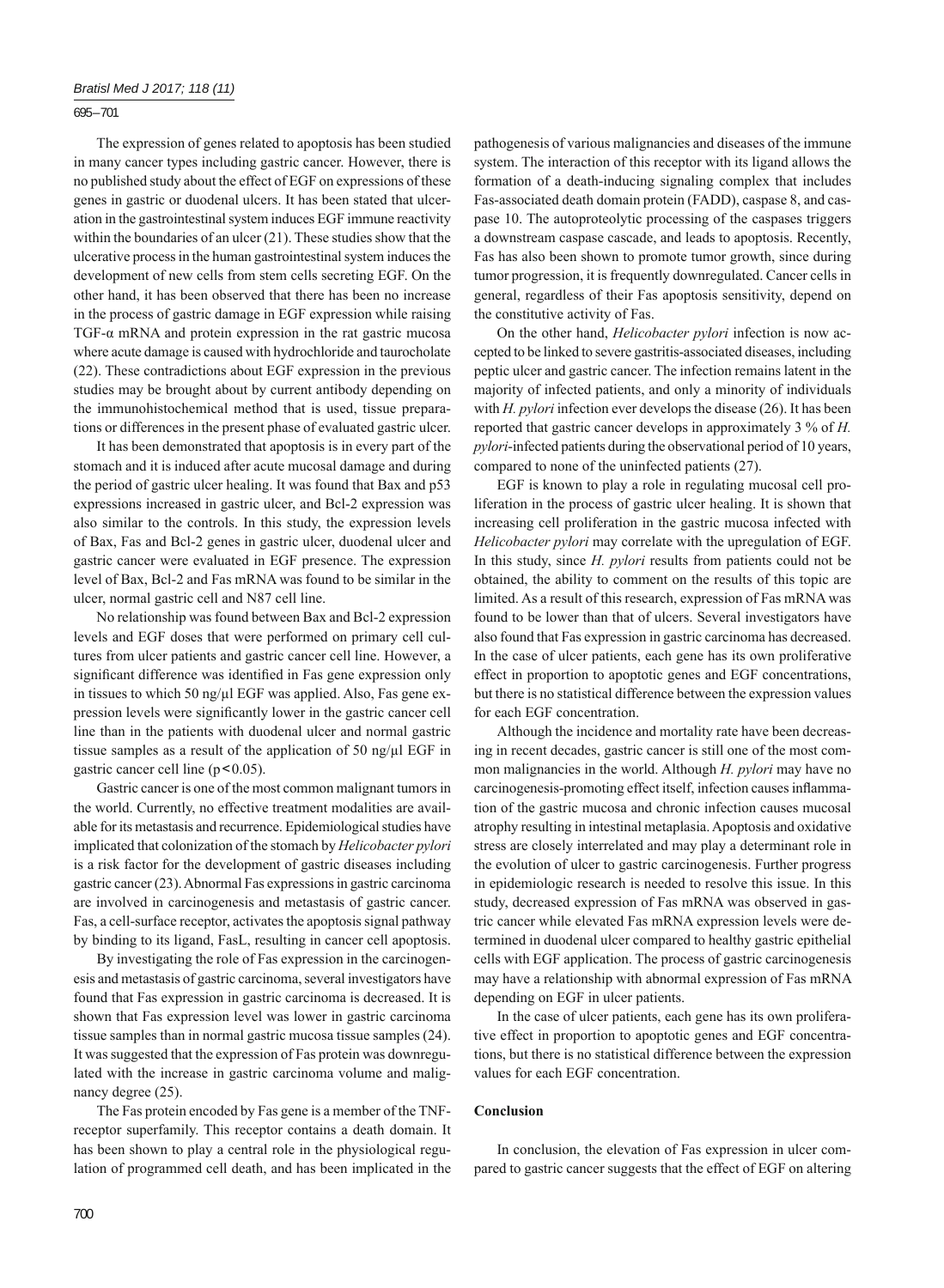The expression of genes related to apoptosis has been studied in many cancer types including gastric cancer. However, there is no published study about the effect of EGF on expressions of these genes in gastric or duodenal ulcers. It has been stated that ulceration in the gastrointestinal system induces EGF immune reactivity within the boundaries of an ulcer (21). These studies show that the ulcerative process in the human gastrointestinal system induces the development of new cells from stem cells secreting EGF. On the other hand, it has been observed that there has been no increase in the process of gastric damage in EGF expression while raising TGF-α mRNA and protein expression in the rat gastric mucosa where acute damage is caused with hydrochloride and taurocholate (22). These contradictions about EGF expression in the previous studies may be brought about by current antibody depending on the immunohistochemical method that is used, tissue preparations or differences in the present phase of evaluated gastric ulcer.

It has been demonstrated that apoptosis is in every part of the stomach and it is induced after acute mucosal damage and during the period of gastric ulcer healing. It was found that Bax and p53 expressions increased in gastric ulcer, and Bcl-2 expression was also similar to the controls. In this study, the expression levels of Bax, Fas and Bcl-2 genes in gastric ulcer, duodenal ulcer and gastric cancer were evaluated in EGF presence. The expression level of Bax, Bcl-2 and Fas mRNA was found to be similar in the ulcer, normal gastric cell and N87 cell line.

No relationship was found between Bax and Bcl-2 expression levels and EGF doses that were performed on primary cell cultures from ulcer patients and gastric cancer cell line. However, a significant difference was identified in Fas gene expression only in tissues to which 50 ng/µl EGF was applied. Also, Fas gene expression levels were significantly lower in the gastric cancer cell line than in the patients with duodenal ulcer and normal gastric tissue samples as a result of the application of 50 ng/µl EGF in gastric cancer cell line ($p < 0.05$).

Gastric cancer is one of the most common malignant tumors in the world. Currently, no effective treatment modalities are available for its metastasis and recurrence. Epidemiological studies have implicated that colonization of the stomach by *Helicobacter pylori* is a risk factor for the development of gastric diseases including gastric cancer (23). Abnormal Fas expressions in gastric carcinoma are involved in carcinogenesis and metastasis of gastric cancer. Fas, a cell-surface receptor, activates the apoptosis signal pathway by binding to its ligand, FasL, resulting in cancer cell apoptosis.

By investigating the role of Fas expression in the carcinogenesis and metastasis of gastric carcinoma, several investigators have found that Fas expression in gastric carcinoma is decreased. It is shown that Fas expression level was lower in gastric carcinoma tissue samples than in normal gastric mucosa tissue samples (24). It was suggested that the expression of Fas protein was downregulated with the increase in gastric carcinoma volume and malignancy degree (25).

The Fas protein encoded by Fas gene is a member of the TNF-receptor superfamily. This receptor contains a death domain. It has been shown to play a central role in the physiological regulation of programmed cell death, and has been implicated in the pathogenesis of various malignancies and diseases of the immune system. The interaction of this receptor with its ligand allows the formation of a death-inducing signaling complex that includes Fas-associated death domain protein (FADD), caspase 8, and caspase 10. The autoproteolytic processing of the caspases triggers a downstream caspase cascade, and leads to apoptosis. Recently, Fas has also been shown to promote tumor growth, since during tumor progression, it is frequently downregulated. Cancer cells in general, regardless of their Fas apoptosis sensitivity, depend on the constitutive activity of Fas.

On the other hand, *Helicobacter pylori* infection is now accepted to be linked to severe gastritis-associated diseases, including peptic ulcer and gastric cancer. The infection remains latent in the majority of infected patients, and only a minority of individuals with *H. pylori* infection ever develops the disease (26). It has been reported that gastric cancer develops in approximately 3 % of *H. pylori*-infected patients during the observational period of 10 years, compared to none of the uninfected patients (27).

EGF is known to play a role in regulating mucosal cell proliferation in the process of gastric ulcer healing. It is shown that increasing cell proliferation in the gastric mucosa infected with *Helicobacter pylori* may correlate with the upregulation of EGF. In this study, since *H. pylori* results from patients could not be obtained, the ability to comment on the results of this topic are limited. As a result of this research, expression of Fas mRNA was found to be lower than that of ulcers. Several investigators have also found that Fas expression in gastric carcinoma has decreased. In the case of ulcer patients, each gene has its own proliferative effect in proportion to apoptotic genes and EGF concentrations, but there is no statistical difference between the expression values for each EGF concentration.

Although the incidence and mortality rate have been decreasing in recent decades, gastric cancer is still one of the most common malignancies in the world. Although *H. pylori* may have no carcinogenesis-promoting effect itself, infection causes inflammation of the gastric mucosa and chronic infection causes mucosal atrophy resulting in intestinal metaplasia. Apoptosis and oxidative stress are closely interrelated and may play a determinant role in the evolution of ulcer to gastric carcinogenesis. Further progress in epidemiologic research is needed to resolve this issue. In this study, decreased expression of Fas mRNA was observed in gastric cancer while elevated Fas mRNA expression levels were determined in duodenal ulcer compared to healthy gastric epithelial cells with EGF application. The process of gastric carcinogenesis may have a relationship with abnormal expression of Fas mRNA depending on EGF in ulcer patients.

In the case of ulcer patients, each gene has its own proliferative effect in proportion to apoptotic genes and EGF concentrations, but there is no statistical difference between the expression values for each EGF concentration.

**Conclusion**

In conclusion, the elevation of Fas expression in ulcer compared to gastric cancer suggests that the effect of EGF on altering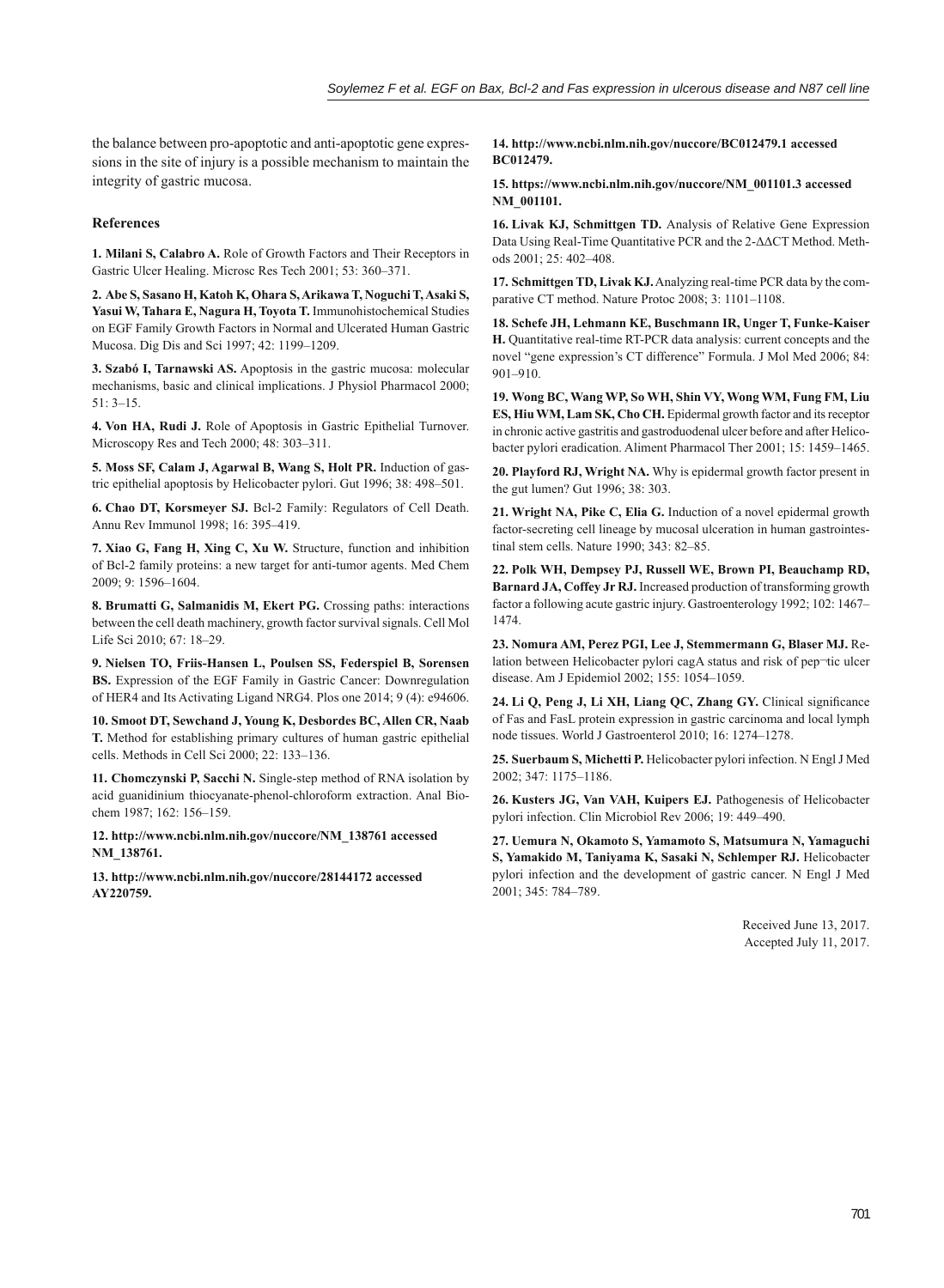the balance between pro-apoptotic and anti-apoptotic gene expressions in the site of injury is a possible mechanism to maintain the integrity of gastric mucosa.

## References

**1. Milani S, Calabro A.** Role of Growth Factors and Their Receptors in Gastric Ulcer Healing. Microsc Res Tech 2001; 53: 360–371.

**2. Abe S, Sasano H, Katoh K, Ohara S, Arikawa T, Noguchi T, Asaki S, Yasui W, Tahara E, Nagura H, Toyota T.** Immunohistochemical Studies on EGF Family Growth Factors in Normal and Ulcerated Human Gastric Mucosa. Dig Dis and Sci 1997; 42: 1199–1209.

**3. Szabó I, Tarnawski AS.** Apoptosis in the gastric mucosa: molecular mechanisms, basic and clinical implications. J Physiol Pharmacol 2000; 51: 3–15.

**4. Von HA, Rudi J.** Role of Apoptosis in Gastric Epithelial Turnover. Microscopy Res and Tech 2000; 48: 303–311.

**5. Moss SF, Calam J, Agarwal B, Wang S, Holt PR.** Induction of gastric epithelial apoptosis by Helicobacter pylori. Gut 1996; 38: 498–501.

**6. Chao DT, Korsmeyer SJ.** Bcl-2 Family: Regulators of Cell Death. Annu Rev Immunol 1998; 16: 395–419.

**7. Xiao G, Fang H, Xing C, Xu W.** Structure, function and inhibition of Bcl-2 family proteins: a new target for anti-tumor agents. Med Chem 2009; 9: 1596–1604.

**8. Brumatti G, Salmanidis M, Ekert PG.** Crossing paths: interactions between the cell death machinery, growth factor survival signals. Cell Mol Life Sci 2010; 67: 18–29.

**9. Nielsen TO, Friis-Hansen L, Poulsen SS, Federspiel B, Sorensen BS.** Expression of the EGF Family in Gastric Cancer: Downregulation of HER4 and Its Activating Ligand NRG4. Plos one 2014; 9 (4): e94606.

**10. Smoot DT, Sewchand J, Young K, Desbordes BC, Allen CR, Naab T.** Method for establishing primary cultures of human gastric epithelial cells. Methods in Cell Sci 2000; 22: 133–136.

**11. Chomczynski P, Sacchi N.** Single-step method of RNA isolation by acid guanidinium thiocyanate-phenol-chloroform extraction. Anal Biochem 1987; 162: 156–159.

**12. http://www.ncbi.nlm.nih.gov/nuccore/NM_138761 accessed NM_138761.**

**13. http://www.ncbi.nlm.nih.gov/nuccore/28144172 accessed AY220759.**

**14. http://www.ncbi.nlm.nih.gov/nuccore/BC012479.1 accessed BC012479.**

**15. https://www.ncbi.nlm.nih.gov/nuccore/NM_001101.3 accessed NM_001101.**

**16. Livak KJ, Schmittgen TD.** Analysis of Relative Gene Expression Data Using Real-Time Quantitative PCR and the 2-ΔΔCT Method. Methods 2001; 25: 402–408.

**17. Schmittgen TD, Livak KJ.** Analyzing real-time PCR data by the comparative CT method. Nature Protoc 2008; 3: 1101–1108.

**18. Schefe JH, Lehmann KE, Buschmann IR, Unger T, Funke-Kaiser H.** Quantitative real-time RT-PCR data analysis: current concepts and the novel "gene expression's CT difference" Formula. J Mol Med 2006; 84: 901–910.

**19. Wong BC, Wang WP, So WH, Shin VY, Wong WM, Fung FM, Liu ES, Hiu WM, Lam SK, Cho CH.** Epidermal growth factor and its receptor in chronic active gastritis and gastroduodenal ulcer before and after Helicobacter pylori eradication. Aliment Pharmacol Ther 2001; 15: 1459–1465.

**20. Playford RJ, Wright NA.** Why is epidermal growth factor present in the gut lumen? Gut 1996; 38: 303.

**21. Wright NA, Pike C, Elia G.** Induction of a novel epidermal growth factor-secreting cell lineage by mucosal ulceration in human gastrointestinal stem cells. Nature 1990; 343: 82–85.

**22. Polk WH, Dempsey PJ, Russell WE, Brown PI, Beauchamp RD, Barnard JA, Coffey Jr RJ.** Increased production of transforming growth factor a following acute gastric injury. Gastroenterology 1992; 102: 1467–1474.

**23. Nomura AM, Perez PGI, Lee J, Stemmermann G, Blaser MJ.** Relation between Helicobacter pylori cagA status and risk of pep¬tic ulcer disease. Am J Epidemiol 2002; 155: 1054–1059.

**24. Li Q, Peng J, Li XH, Liang QC, Zhang GY.** Clinical significance of Fas and FasL protein expression in gastric carcinoma and local lymph node tissues. World J Gastroenterol 2010; 16: 1274–1278.

**25. Suerbaum S, Michetti P.** Helicobacter pylori infection. N Engl J Med 2002; 347: 1175–1186.

**26. Kusters JG, Van VAH, Kuipers EJ.** Pathogenesis of Helicobacter pylori infection. Clin Microbiol Rev 2006; 19: 449–490.

**27. Uemura N, Okamoto S, Yamamoto S, Matsumura N, Yamaguchi S, Yamakido M, Taniyama K, Sasaki N, Schlemper RJ.** Helicobacter pylori infection and the development of gastric cancer. N Engl J Med 2001; 345: 784–789.

Received June 13, 2017.
Accepted July 11, 2017.